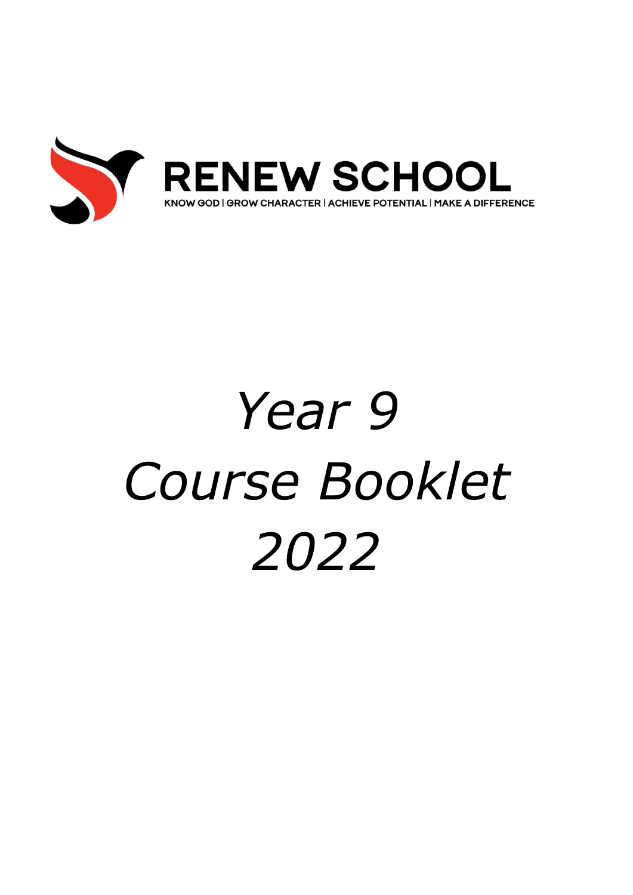# RENEW SCHOOL

KNOW GOD | GROW CHARACTER | ACHIEVE POTENTIAL | MAKE A DIFFERENCE

# *Year 9 Course Booklet 2022*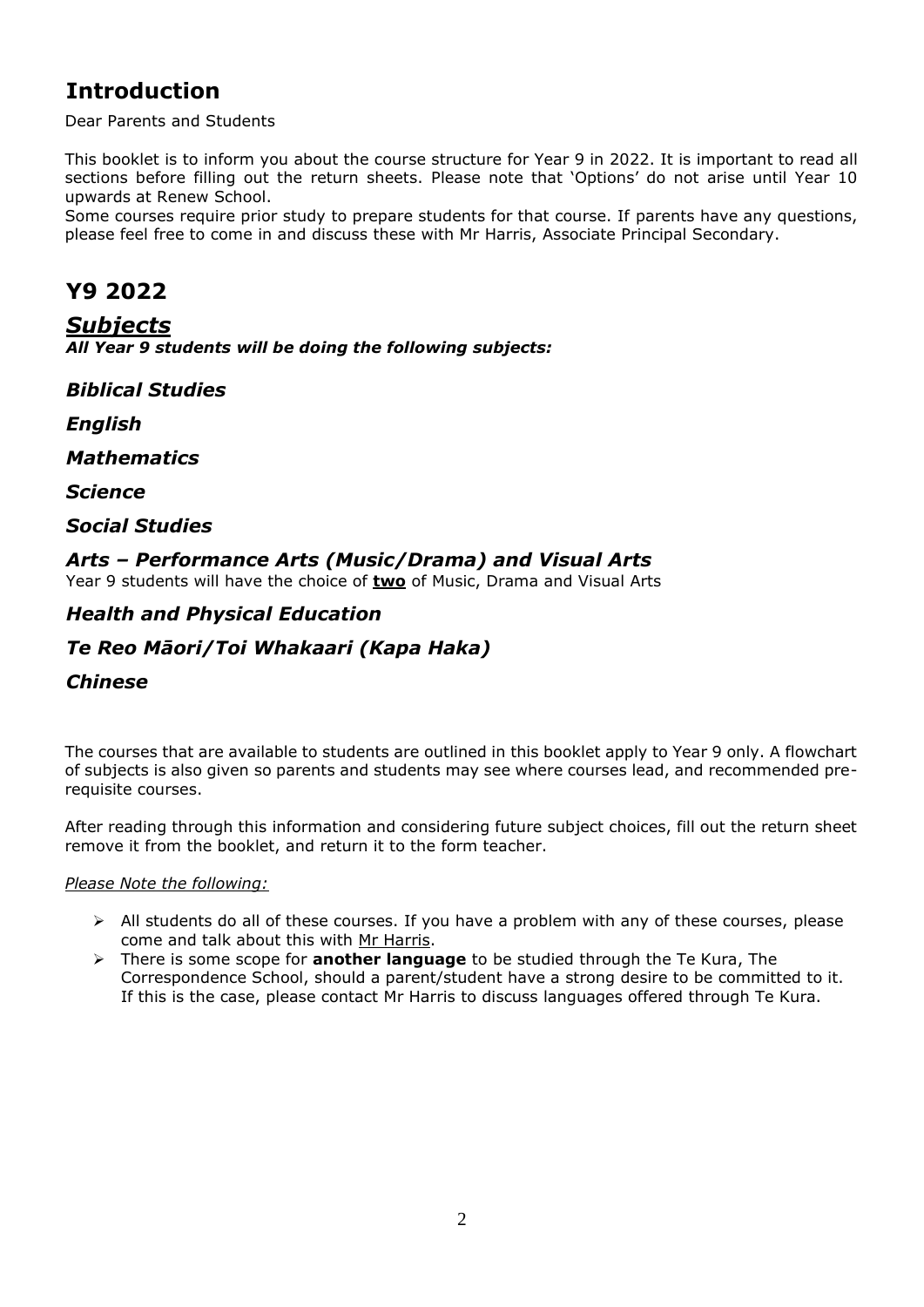# Introduction

Dear Parents and Students

This booklet is to inform you about the course structure for Year 9 in 2022. It is important to read all sections before filling out the return sheets. Please note that 'Options' do not arise until Year 10 upwards at Renew School.

Some courses require prior study to prepare students for that course. If parents have any questions, please feel free to come in and discuss these with Mr Harris, Associate Principal Secondary.

# Y9 2022

## ***Subjects***

***All Year 9 students will be doing the following subjects:***

### *Biblical Studies*

### *English*

### *Mathematics*

### *Science*

### *Social Studies*

### *Arts – Performance Arts (Music/Drama) and Visual Arts*

Year 9 students will have the choice of **two** of Music, Drama and Visual Arts

### *Health and Physical Education*

### *Te Reo Māori/Toi Whakaari (Kapa Haka)*

### *Chinese*

The courses that are available to students are outlined in this booklet apply to Year 9 only. A flowchart of subjects is also given so parents and students may see where courses lead, and recommended pre-requisite courses.

After reading through this information and considering future subject choices, fill out the return sheet remove it from the booklet, and return it to the form teacher.

*Please Note the following:*

- All students do all of these courses. If you have a problem with any of these courses, please come and talk about this with Mr Harris.
- There is some scope for **another language** to be studied through the Te Kura, The Correspondence School, should a parent/student have a strong desire to be committed to it. If this is the case, please contact Mr Harris to discuss languages offered through Te Kura.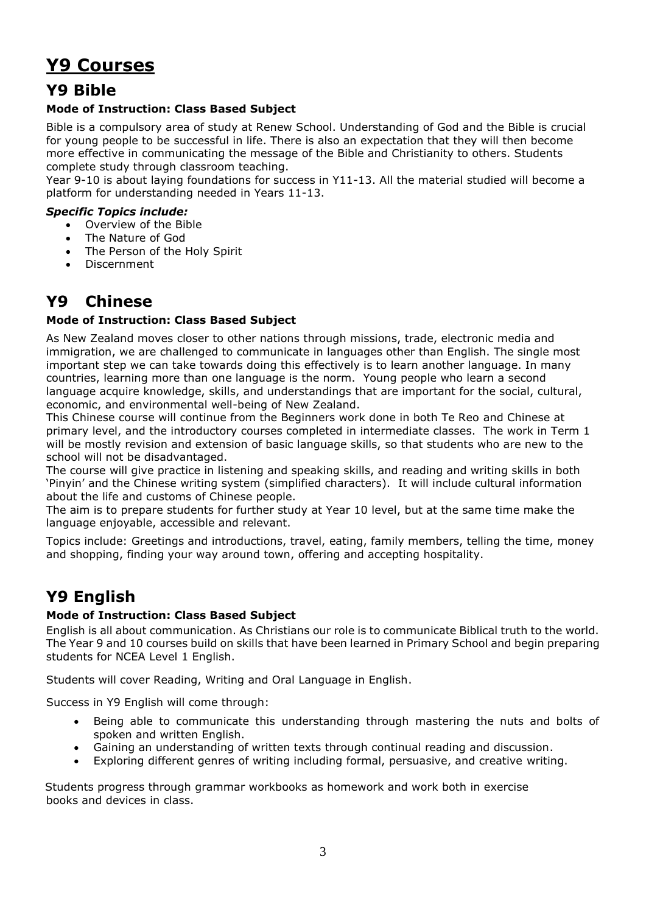# Y9 Courses

## Y9 Bible

**Mode of Instruction: Class Based Subject**

Bible is a compulsory area of study at Renew School. Understanding of God and the Bible is crucial for young people to be successful in life. There is also an expectation that they will then become more effective in communicating the message of the Bible and Christianity to others. Students complete study through classroom teaching.

Year 9-10 is about laying foundations for success in Y11-13. All the material studied will become a platform for understanding needed in Years 11-13.

***Specific Topics include:***

- Overview of the Bible
- The Nature of God
- The Person of the Holy Spirit
- Discernment

## Y9 Chinese

**Mode of Instruction: Class Based Subject**

As New Zealand moves closer to other nations through missions, trade, electronic media and immigration, we are challenged to communicate in languages other than English. The single most important step we can take towards doing this effectively is to learn another language. In many countries, learning more than one language is the norm. Young people who learn a second language acquire knowledge, skills, and understandings that are important for the social, cultural, economic, and environmental well-being of New Zealand.

This Chinese course will continue from the Beginners work done in both Te Reo and Chinese at primary level, and the introductory courses completed in intermediate classes. The work in Term 1 will be mostly revision and extension of basic language skills, so that students who are new to the school will not be disadvantaged.

The course will give practice in listening and speaking skills, and reading and writing skills in both 'Pinyin' and the Chinese writing system (simplified characters). It will include cultural information about the life and customs of Chinese people.

The aim is to prepare students for further study at Year 10 level, but at the same time make the language enjoyable, accessible and relevant.

Topics include: Greetings and introductions, travel, eating, family members, telling the time, money and shopping, finding your way around town, offering and accepting hospitality.

## Y9 English

**Mode of Instruction: Class Based Subject**

English is all about communication. As Christians our role is to communicate Biblical truth to the world. The Year 9 and 10 courses build on skills that have been learned in Primary School and begin preparing students for NCEA Level 1 English.

Students will cover Reading, Writing and Oral Language in English.

Success in Y9 English will come through:

- Being able to communicate this understanding through mastering the nuts and bolts of spoken and written English.
- Gaining an understanding of written texts through continual reading and discussion.
- Exploring different genres of writing including formal, persuasive, and creative writing.

Students progress through grammar workbooks as homework and work both in exercise books and devices in class.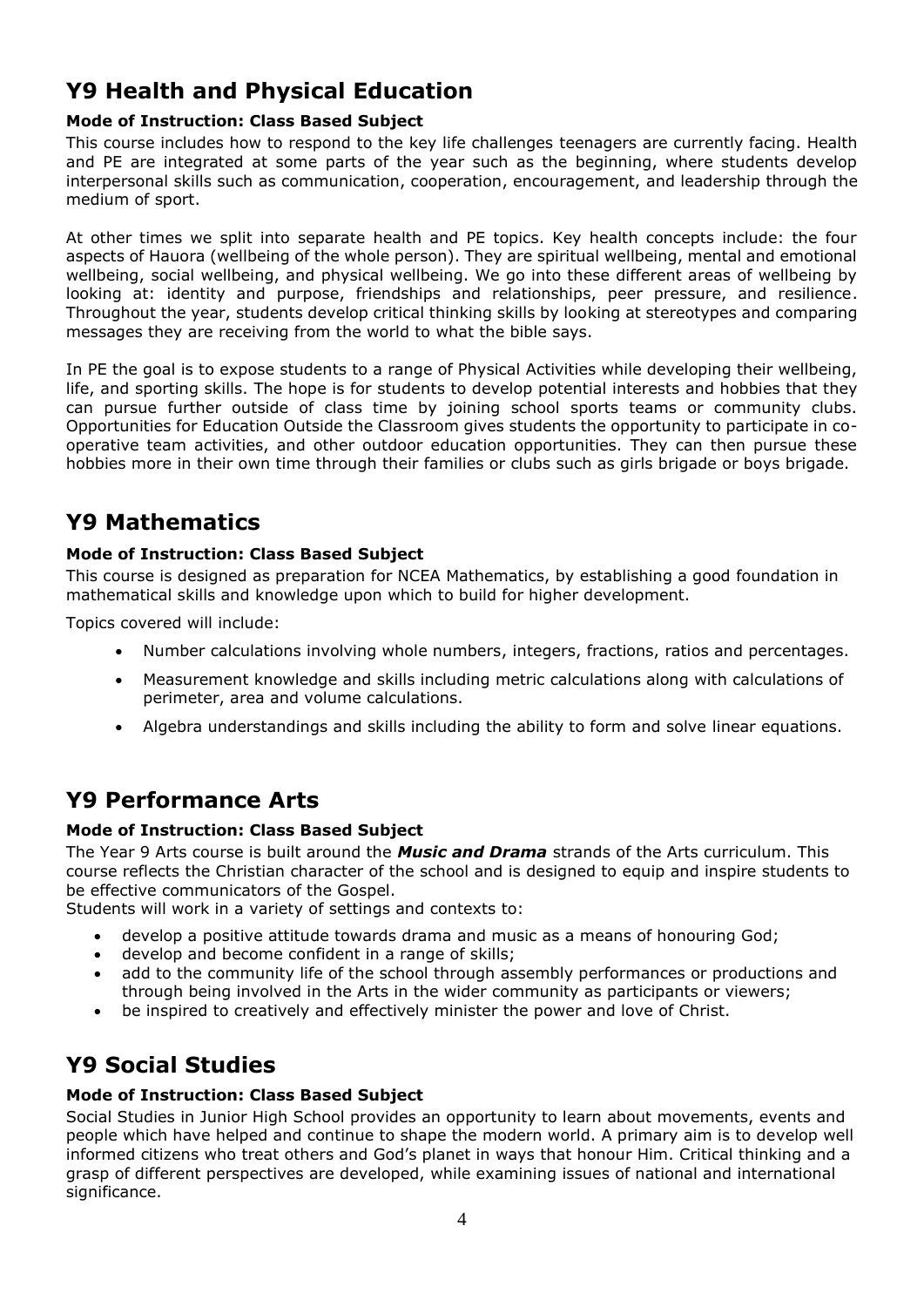## Y9 Health and Physical Education

**Mode of Instruction: Class Based Subject**

This course includes how to respond to the key life challenges teenagers are currently facing. Health and PE are integrated at some parts of the year such as the beginning, where students develop interpersonal skills such as communication, cooperation, encouragement, and leadership through the medium of sport.

At other times we split into separate health and PE topics. Key health concepts include: the four aspects of Hauora (wellbeing of the whole person). They are spiritual wellbeing, mental and emotional wellbeing, social wellbeing, and physical wellbeing. We go into these different areas of wellbeing by looking at: identity and purpose, friendships and relationships, peer pressure, and resilience. Throughout the year, students develop critical thinking skills by looking at stereotypes and comparing messages they are receiving from the world to what the bible says.

In PE the goal is to expose students to a range of Physical Activities while developing their wellbeing, life, and sporting skills. The hope is for students to develop potential interests and hobbies that they can pursue further outside of class time by joining school sports teams or community clubs. Opportunities for Education Outside the Classroom gives students the opportunity to participate in co-operative team activities, and other outdoor education opportunities. They can then pursue these hobbies more in their own time through their families or clubs such as girls brigade or boys brigade.

## Y9 Mathematics

**Mode of Instruction: Class Based Subject**

This course is designed as preparation for NCEA Mathematics, by establishing a good foundation in mathematical skills and knowledge upon which to build for higher development.

Topics covered will include:

- Number calculations involving whole numbers, integers, fractions, ratios and percentages.
- Measurement knowledge and skills including metric calculations along with calculations of perimeter, area and volume calculations.
- Algebra understandings and skills including the ability to form and solve linear equations.

## Y9 Performance Arts

**Mode of Instruction: Class Based Subject**

The Year 9 Arts course is built around the ***Music and Drama*** strands of the Arts curriculum. This course reflects the Christian character of the school and is designed to equip and inspire students to be effective communicators of the Gospel.

Students will work in a variety of settings and contexts to:

- develop a positive attitude towards drama and music as a means of honouring God;
- develop and become confident in a range of skills;
- add to the community life of the school through assembly performances or productions and through being involved in the Arts in the wider community as participants or viewers;
- be inspired to creatively and effectively minister the power and love of Christ.

## Y9 Social Studies

**Mode of Instruction: Class Based Subject**

Social Studies in Junior High School provides an opportunity to learn about movements, events and people which have helped and continue to shape the modern world. A primary aim is to develop well informed citizens who treat others and God's planet in ways that honour Him. Critical thinking and a grasp of different perspectives are developed, while examining issues of national and international significance.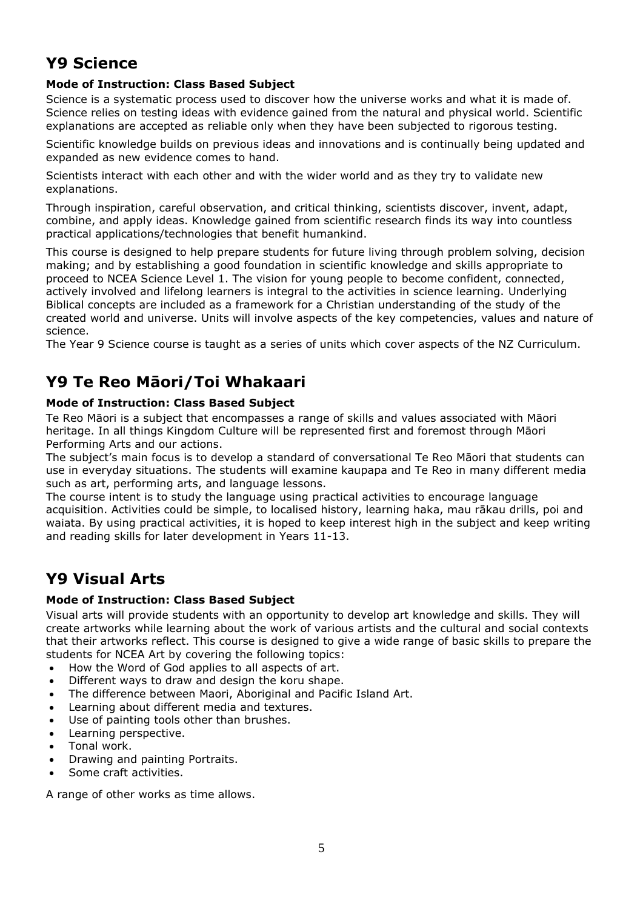## Y9 Science

**Mode of Instruction: Class Based Subject**

Science is a systematic process used to discover how the universe works and what it is made of. Science relies on testing ideas with evidence gained from the natural and physical world. Scientific explanations are accepted as reliable only when they have been subjected to rigorous testing.

Scientific knowledge builds on previous ideas and innovations and is continually being updated and expanded as new evidence comes to hand.

Scientists interact with each other and with the wider world and as they try to validate new explanations.

Through inspiration, careful observation, and critical thinking, scientists discover, invent, adapt, combine, and apply ideas. Knowledge gained from scientific research finds its way into countless practical applications/technologies that benefit humankind.

This course is designed to help prepare students for future living through problem solving, decision making; and by establishing a good foundation in scientific knowledge and skills appropriate to proceed to NCEA Science Level 1. The vision for young people to become confident, connected, actively involved and lifelong learners is integral to the activities in science learning. Underlying Biblical concepts are included as a framework for a Christian understanding of the study of the created world and universe. Units will involve aspects of the key competencies, values and nature of science.
The Year 9 Science course is taught as a series of units which cover aspects of the NZ Curriculum.

## Y9 Te Reo Māori/Toi Whakaari

**Mode of Instruction: Class Based Subject**

Te Reo Māori is a subject that encompasses a range of skills and values associated with Māori heritage. In all things Kingdom Culture will be represented first and foremost through Māori Performing Arts and our actions.
The subject's main focus is to develop a standard of conversational Te Reo Māori that students can use in everyday situations. The students will examine kaupapa and Te Reo in many different media such as art, performing arts, and language lessons.
The course intent is to study the language using practical activities to encourage language acquisition. Activities could be simple, to localised history, learning haka, mau rākau drills, poi and waiata. By using practical activities, it is hoped to keep interest high in the subject and keep writing and reading skills for later development in Years 11-13.

## Y9 Visual Arts

**Mode of Instruction: Class Based Subject**

Visual arts will provide students with an opportunity to develop art knowledge and skills. They will create artworks while learning about the work of various artists and the cultural and social contexts that their artworks reflect. This course is designed to give a wide range of basic skills to prepare the students for NCEA Art by covering the following topics:

- How the Word of God applies to all aspects of art.
- Different ways to draw and design the koru shape.
- The difference between Maori, Aboriginal and Pacific Island Art.
- Learning about different media and textures.
- Use of painting tools other than brushes.
- Learning perspective.
- Tonal work.
- Drawing and painting Portraits.
- Some craft activities.

A range of other works as time allows.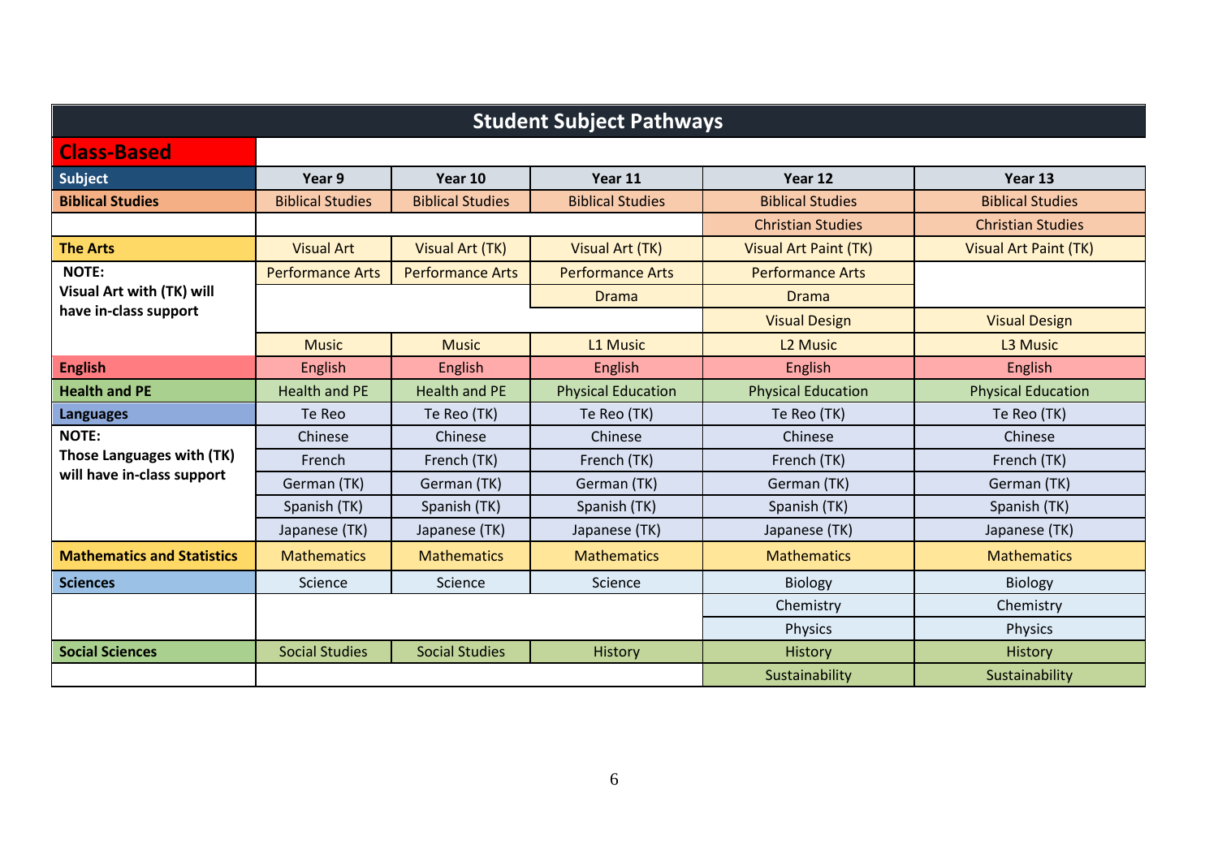# Student Subject Pathways

## Class-Based

| Subject | Year 9 | Year 10 | Year 11 | Year 12 | Year 13 |
|---|---|---|---|---|---|
| **Biblical Studies** | Biblical Studies | Biblical Studies | Biblical Studies | Biblical Studies | Biblical Studies |
| | | | | Christian Studies | Christian Studies |
| **The Arts** | Visual Art | Visual Art (TK) | Visual Art (TK) | Visual Art Paint (TK) | Visual Art Paint (TK) |
| **NOTE: Visual Art with (TK) will have in-class support** | Performance Arts | Performance Arts | Performance Arts | Performance Arts | |
| | | | Drama | Drama | |
| | | | | Visual Design | Visual Design |
| | Music | Music | L1 Music | L2 Music | L3 Music |
| **English** | English | English | English | English | English |
| **Health and PE** | Health and PE | Health and PE | Physical Education | Physical Education | Physical Education |
| **Languages** | Te Reo | Te Reo (TK) | Te Reo (TK) | Te Reo (TK) | Te Reo (TK) |
| **NOTE: Those Languages with (TK) will have in-class support** | Chinese | Chinese | Chinese | Chinese | Chinese |
| | French | French (TK) | French (TK) | French (TK) | French (TK) |
| | German (TK) | German (TK) | German (TK) | German (TK) | German (TK) |
| | Spanish (TK) | Spanish (TK) | Spanish (TK) | Spanish (TK) | Spanish (TK) |
| | Japanese (TK) | Japanese (TK) | Japanese (TK) | Japanese (TK) | Japanese (TK) |
| **Mathematics and Statistics** | Mathematics | Mathematics | Mathematics | Mathematics | Mathematics |
| **Sciences** | Science | Science | Science | Biology | Biology |
| | | | | Chemistry | Chemistry |
| | | | | Physics | Physics |
| **Social Sciences** | Social Studies | Social Studies | History | History | History |
| | | | | Sustainability | Sustainability |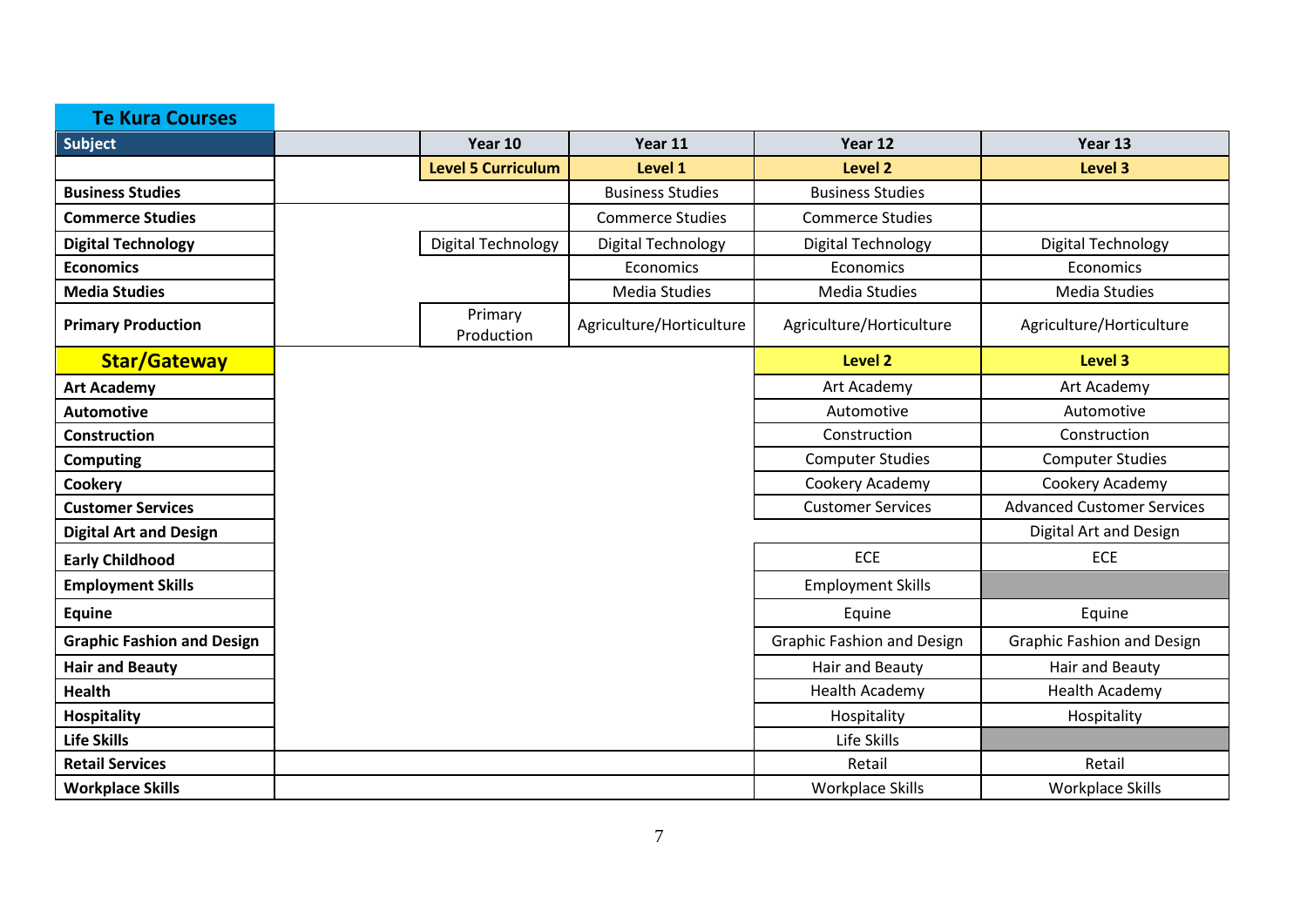## Te Kura Courses

| Subject | | Year 10 | Year 11 | Year 12 | Year 13 |
|---|---|---|---|---|---|
| | | **Level 5 Curriculum** | **Level 1** | **Level 2** | **Level 3** |
| **Business Studies** | | | Business Studies | Business Studies | |
| **Commerce Studies** | | | Commerce Studies | Commerce Studies | |
| **Digital Technology** | | Digital Technology | Digital Technology | Digital Technology | Digital Technology |
| **Economics** | | | Economics | Economics | Economics |
| **Media Studies** | | | Media Studies | Media Studies | Media Studies |
| **Primary Production** | | Primary Production | Agriculture/Horticulture | Agriculture/Horticulture | Agriculture/Horticulture |
| **Star/Gateway** | | | | **Level 2** | **Level 3** |
| **Art Academy** | | | | Art Academy | Art Academy |
| **Automotive** | | | | Automotive | Automotive |
| **Construction** | | | | Construction | Construction |
| **Computing** | | | | Computer Studies | Computer Studies |
| **Cookery** | | | | Cookery Academy | Cookery Academy |
| **Customer Services** | | | | Customer Services | Advanced Customer Services |
| **Digital Art and Design** | | | | | Digital Art and Design |
| **Early Childhood** | | | | ECE | ECE |
| **Employment Skills** | | | | Employment Skills | |
| **Equine** | | | | Equine | Equine |
| **Graphic Fashion and Design** | | | | Graphic Fashion and Design | Graphic Fashion and Design |
| **Hair and Beauty** | | | | Hair and Beauty | Hair and Beauty |
| **Health** | | | | Health Academy | Health Academy |
| **Hospitality** | | | | Hospitality | Hospitality |
| **Life Skills** | | | | Life Skills | |
| **Retail Services** | | | | Retail | Retail |
| **Workplace Skills** | | | | Workplace Skills | Workplace Skills |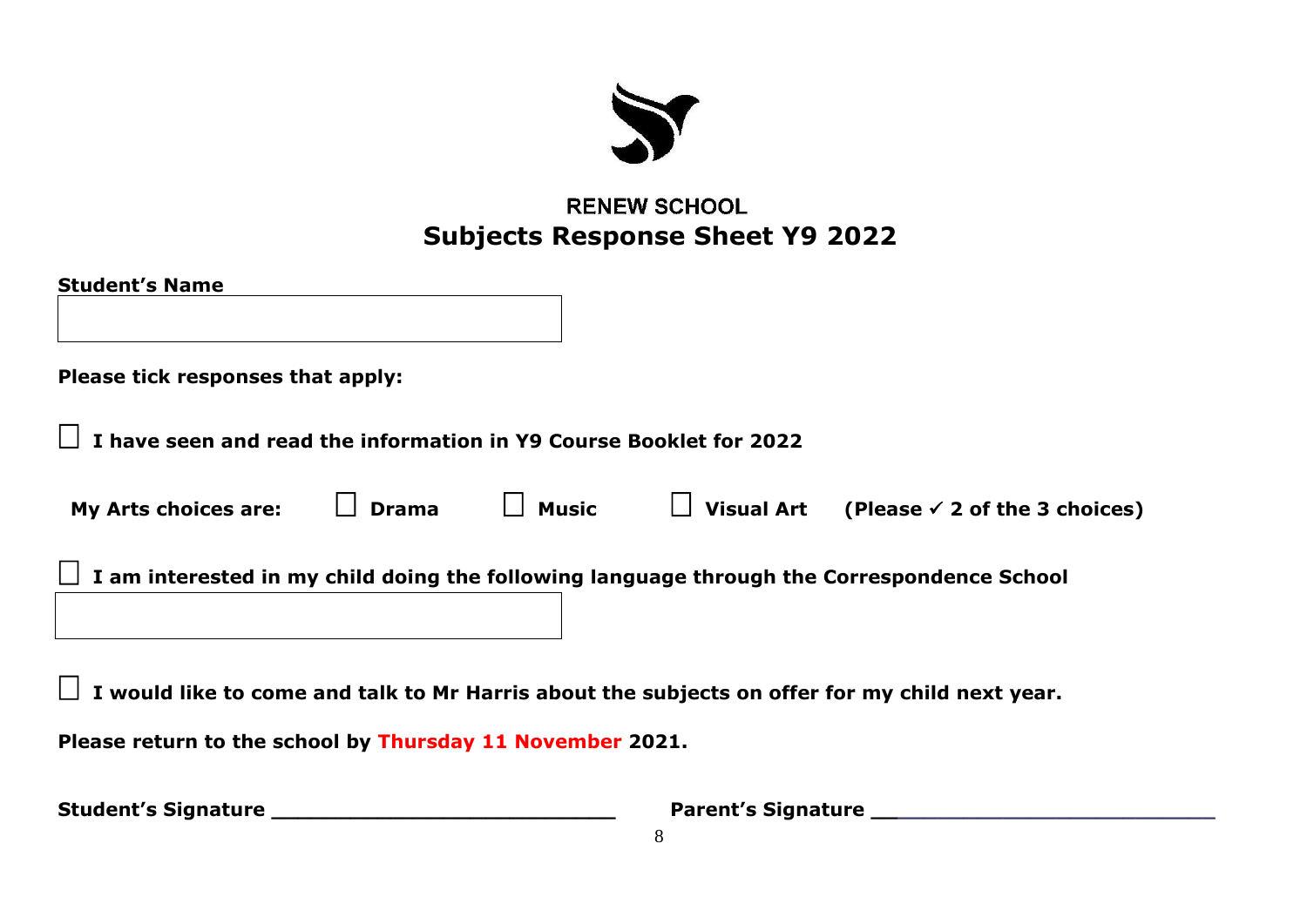RENEW SCHOOL

# Subjects Response Sheet Y9 2022

**Student's Name**

[ ]

**Please tick responses that apply:**

☐ **I have seen and read the information in Y9 Course Booklet for 2022**

**My Arts choices are:** ☐ **Drama** ☐ **Music** ☐ **Visual Art** **(Please ✓ 2 of the 3 choices)**

☐ **I am interested in my child doing the following language through the Correspondence School**

[ ]

☐ **I would like to come and talk to Mr Harris about the subjects on offer for my child next year.**

**Please return to the school by Thursday 11 November 2021.**

**Student's Signature \_\_\_\_\_\_\_\_\_\_\_\_\_\_\_\_\_\_\_\_\_\_\_\_\_\_\_\_** **Parent's Signature \_\_\_\_\_\_\_\_\_\_\_\_\_\_\_\_\_\_\_\_\_\_\_\_\_\_\_\_**